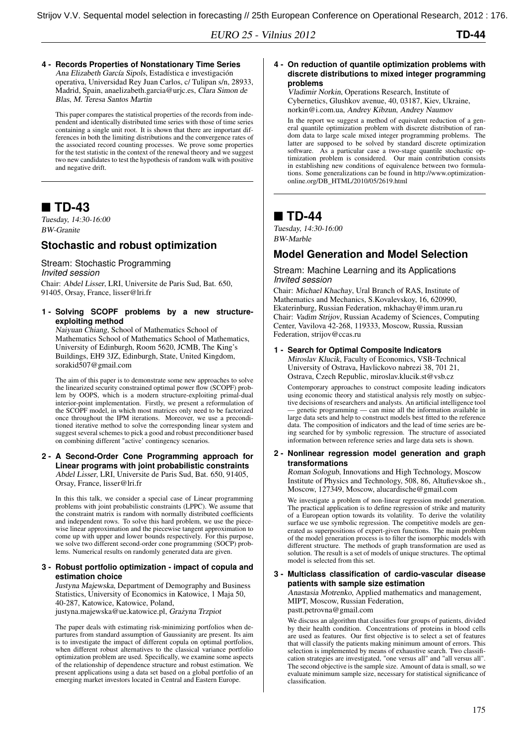Strijov V.V. Sequental model selection in forecasting // 25th European Conference on Operational Research, 2012 : 176.

**4 - Records Properties of Nonstationary Time Series**

*Ana Elizabeth García Sipols*, Estadística e investigación operativa, Universidad Rey Juan Carlos, c/ Tulipan s/n, 28933, Madrid, Spain, anaelizabeth.garcia@urjc.es, *Clara Simon de Blas*, *M. Teresa Santos Martin*

This paper compares the statistical properties of the records from independent and identically distributed time series with those of time series containing a single unit root. It is shown that there are important differences in both the limiting distributions and the convergence rates of the associated record counting processes. We prove some properties for the test statistic in the context of the renewal theory and we suggest two new candidates to test the hypothesis of random walk with positive and negative drift.

# ■ TD-43

*Tuesday, 14:30-16:00*
*BW-Granite*

## Stochastic and robust optimization

Stream: Stochastic Programming
*Invited session*
Chair: *Abdel Lisser*, LRI, Universite de Paris Sud, Bat. 650, 91405, Orsay, France, lisser@lri.fr

**1 - Solving SCOPF problems by a new structure-exploiting method**

*Naiyuan Chiang*, School of Mathematics School of Mathematics School of Mathematics School of Mathematics, University of Edinburgh, Room 5620, JCMB, The King's Buildings, EH9 3JZ, Edinburgh, State, United Kingdom, sorakid507@gmail.com

The aim of this paper is to demonstrate some new approaches to solve the linearized security constrained optimal power flow (SCOPF) problem by OOPS, which is a modern structure-exploiting primal-dual interior-point implementation. Firstly, we present a reformulation of the SCOPF model, in which most matrices only need to be factorized once throughout the IPM iterations. Moreover, we use a preconditioned iterative method to solve the corresponding linear system and suggest several schemes to pick a good and robust preconditioner based on combining different "active' contingency scenarios.

**2 - A Second-Order Cone Programming approach for Linear programs with joint probabilistic constraints**

*Abdel Lisser*, LRI, Universite de Paris Sud, Bat. 650, 91405, Orsay, France, lisser@lri.fr

In this this talk, we consider a special case of Linear programming problems with joint probabilistic constraints (LPPC). We assume that the constraint matrix is random with normally distributed coefficients and independent rows. To solve this hard problem, we use the piecewise linear approximation and the piecewise tangent approximation to come up with upper and lower bounds respectively. For this purpose, we solve two different second-order cone programming (SOCP) problems. Numerical results on randomly generated data are given.

**3 - Robust portfolio optimization - impact of copula and estimation choice**

*Justyna Majewska*, Department of Demography and Business Statistics, University of Economics in Katowice, 1 Maja 50, 40-287, Katowice, Katowice, Poland, justyna.majewska@ue.katowice.pl, *Grażyna Trzpiot*

The paper deals with estimating risk-minimizing portfolios when departures from standard assumption of Gaussianity are present. Its aim is to investigate the impact of different copula on optimal portfolios, when different robust alternatives to the classical variance portfolio optimization problem are used. Specifically, we examine some aspects of the relationship of dependence structure and robust estimation. We present applications using a data set based on a global portfolio of an emerging market investors located in Central and Eastern Europe.

**4 - On reduction of quantile optimization problems with discrete distributions to mixed integer programming problems**

*Vladimir Norkin*, Operations Research, Institute of Cybernetics, Glushkov avenue, 40, 03187, Kiev, Ukraine, norkin@i.com.ua, *Andrey Kibzun*, *Andrey Naumov*

In the report we suggest a method of equivalent reduction of a general quantile optimization problem with discrete distribution of random data to large scale mixed integer programming problems. The latter are supposed to be solved by standard discrete optimization software. As a particular case a two-stage quantile stochastic optimization problem is considered. Our main contribution consists in establishing new conditions of equivalence between two formulations. Some generalizations can be found in http://www.optimization-online.org/DB_HTML/2010/05/2619.html

# ■ TD-44

*Tuesday, 14:30-16:00*
*BW-Marble*

## Model Generation and Model Selection

Stream: Machine Learning and its Applications
*Invited session*
Chair: *Michael Khachay*, Ural Branch of RAS, Institute of Mathematics and Mechanics, S.Kovalevskoy, 16, 620990, Ekaterinburg, Russian Federation, mkhachay@imm.uran.ru
Chair: *Vadim Strijov*, Russian Academy of Sciences, Computing Center, Vavilova 42-268, 119333, Moscow, Russia, Russian Federation, strijov@ccas.ru

**1 - Search for Optimal Composite Indicators**

*Miroslav Klucik*, Faculty of Economics, VSB-Technical University of Ostrava, Havlickovo nabrezi 38, 701 21, Ostrava, Czech Republic, miroslav.klucik.st@vsb.cz

Contemporary approaches to construct composite leading indicators using economic theory and statistical analysis rely mostly on subjective decisions of researchers and analysts. An artificial intelligence tool — genetic programming — can mine all the information available in large data sets and help to construct models best fitted to the reference data. The composition of indicators and the lead of time series are being searched for by symbolic regression. The structure of associated information between reference series and large data sets is shown.

**2 - Nonlinear regression model generation and graph transformations**

*Roman Sologub*, Innovations and High Technology, Moscow Institute of Physics and Technology, 508, 86, Altufievskoe sh., Moscow, 127349, Moscow, alucardische@gmail.com

We investigate a problem of non-linear regression model generation. The practical application is to define regression of strike and maturity of a European option towards its volatility. To derive the volatility surface we use symbolic regression. The competitive models are generated as superpositions of expert-given functions. The main problem of the model generation process is to filter the isomorphic models with different structure. The methods of graph transformation are used as solution. The result is a set of models of unique structures. The optimal model is selected from this set.

**3 - Multiclass classification of cardio-vascular disease patients with sample size estimation**

*Anastasia Motrenko*, Applied mathematics and management, MIPT, Moscow, Russian Federation, pastt.petrovna@gmail.com

We discuss an algorithm that classifies four groups of patients, divided by their health condition. Concentrations of proteins in blood cells are used as features. Our first objective is to select a set of features that will classify the patients making minimum amount of errors. This selection is implemented by means of exhaustive search. Two classification strategies are investigated, "one versus all" and "all versus all". The second objective is the sample size. Amount of data is small, so we evaluate minimum sample size, necessary for statistical significance of classification.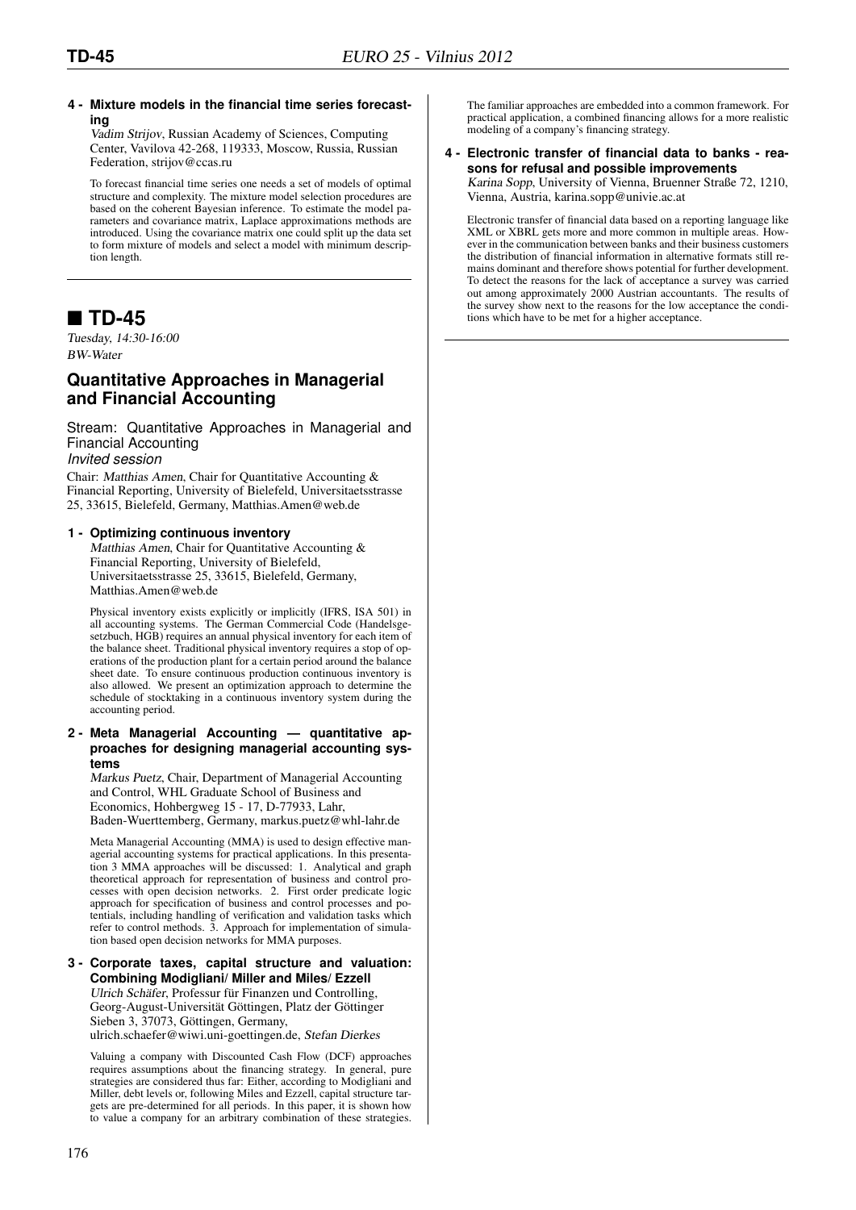**4 - Mixture models in the financial time series forecasting**

*Vadim Strijov*, Russian Academy of Sciences, Computing Center, Vavilova 42-268, 119333, Moscow, Russia, Russian Federation, strijov@ccas.ru

To forecast financial time series one needs a set of models of optimal structure and complexity. The mixture model selection procedures are based on the coherent Bayesian inference. To estimate the model parameters and covariance matrix, Laplace approximations methods are introduced. Using the covariance matrix one could split up the data set to form mixture of models and select a model with minimum description length.

## ■ TD-45

*Tuesday, 14:30-16:00*
*BW-Water*

### Quantitative Approaches in Managerial and Financial Accounting

Stream: Quantitative Approaches in Managerial and Financial Accounting
*Invited session*

Chair: *Matthias Amen*, Chair for Quantitative Accounting & Financial Reporting, University of Bielefeld, Universitaetsstrasse 25, 33615, Bielefeld, Germany, Matthias.Amen@web.de

**1 - Optimizing continuous inventory**

*Matthias Amen*, Chair for Quantitative Accounting & Financial Reporting, University of Bielefeld, Universitaetsstrasse 25, 33615, Bielefeld, Germany, Matthias.Amen@web.de

Physical inventory exists explicitly or implicitly (IFRS, ISA 501) in all accounting systems. The German Commercial Code (Handelsgesetzbuch, HGB) requires an annual physical inventory for each item of the balance sheet. Traditional physical inventory requires a stop of operations of the production plant for a certain period around the balance sheet date. To ensure continuous production continuous inventory is also allowed. We present an optimization approach to determine the schedule of stocktaking in a continuous inventory system during the accounting period.

**2 - Meta Managerial Accounting — quantitative approaches for designing managerial accounting systems**

*Markus Puetz*, Chair, Department of Managerial Accounting and Control, WHL Graduate School of Business and Economics, Hohbergweg 15 - 17, D-77933, Lahr, Baden-Wuerttemberg, Germany, markus.puetz@whl-lahr.de

Meta Managerial Accounting (MMA) is used to design effective managerial accounting systems for practical applications. In this presentation 3 MMA approaches will be discussed: 1. Analytical and graph theoretical approach for representation of business and control processes with open decision networks. 2. First order predicate logic approach for specification of business and control processes and potentials, including handling of verification and validation tasks which refer to control methods. 3. Approach for implementation of simulation based open decision networks for MMA purposes.

**3 - Corporate taxes, capital structure and valuation: Combining Modigliani/ Miller and Miles/ Ezzell**

*Ulrich Schäfer*, Professur für Finanzen und Controlling, Georg-August-Universität Göttingen, Platz der Göttinger Sieben 3, 37073, Göttingen, Germany, ulrich.schaefer@wiwi.uni-goettingen.de, *Stefan Dierkes*

Valuing a company with Discounted Cash Flow (DCF) approaches requires assumptions about the financing strategy. In general, pure strategies are considered thus far: Either, according to Modigliani and Miller, debt levels or, following Miles and Ezzell, capital structure targets are pre-determined for all periods. In this paper, it is shown how to value a company for an arbitrary combination of these strategies. The familiar approaches are embedded into a common framework. For practical application, a combined financing allows for a more realistic modeling of a company's financing strategy.

**4 - Electronic transfer of financial data to banks - reasons for refusal and possible improvements**

*Karina Sopp*, University of Vienna, Bruenner Straße 72, 1210, Vienna, Austria, karina.sopp@univie.ac.at

Electronic transfer of financial data based on a reporting language like XML or XBRL gets more and more common in multiple areas. However in the communication between banks and their business customers the distribution of financial information in alternative formats still remains dominant and therefore shows potential for further development. To detect the reasons for the lack of acceptance a survey was carried out among approximately 2000 Austrian accountants. The results of the survey show next to the reasons for the low acceptance the conditions which have to be met for a higher acceptance.